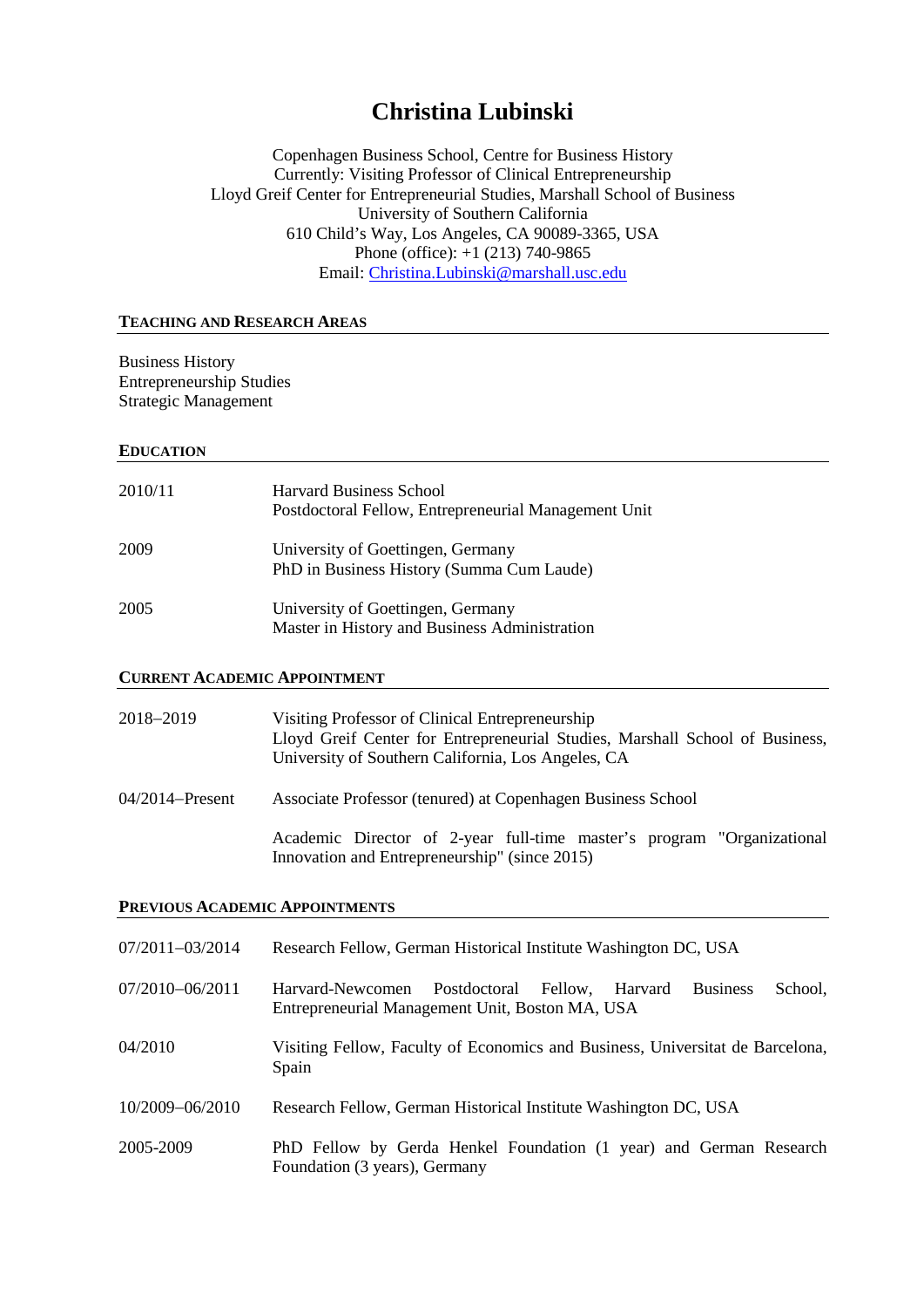# Christina Lubinski

Copenhagen Business School, Centre for Business History
Currently: Visiting Professor of Clinical Entrepreneurship
Lloyd Greif Center for Entrepreneurial Studies, Marshall School of Business
University of Southern California
610 Child's Way, Los Angeles, CA 90089-3365, USA
Phone (office): +1 (213) 740-9865
Email: Christina.Lubinski@marshall.usc.edu

## Teaching and Research Areas

Business History
Entrepreneurship Studies
Strategic Management

## Education

| | |
|---|---|
| 2010/11 | Harvard Business School<br>Postdoctoral Fellow, Entrepreneurial Management Unit |
| 2009 | University of Goettingen, Germany<br>PhD in Business History (Summa Cum Laude) |
| 2005 | University of Goettingen, Germany<br>Master in History and Business Administration |

## Current Academic Appointment

| | |
|---|---|
| 2018–2019 | Visiting Professor of Clinical Entrepreneurship<br>Lloyd Greif Center for Entrepreneurial Studies, Marshall School of Business, University of Southern California, Los Angeles, CA |
| 04/2014–Present | Associate Professor (tenured) at Copenhagen Business School<br><br>Academic Director of 2-year full-time master's program "Organizational Innovation and Entrepreneurship" (since 2015) |

## Previous Academic Appointments

| | |
|---|---|
| 07/2011–03/2014 | Research Fellow, German Historical Institute Washington DC, USA |
| 07/2010–06/2011 | Harvard-Newcomen Postdoctoral Fellow, Harvard Business School, Entrepreneurial Management Unit, Boston MA, USA |
| 04/2010 | Visiting Fellow, Faculty of Economics and Business, Universitat de Barcelona, Spain |
| 10/2009–06/2010 | Research Fellow, German Historical Institute Washington DC, USA |
| 2005-2009 | PhD Fellow by Gerda Henkel Foundation (1 year) and German Research Foundation (3 years), Germany |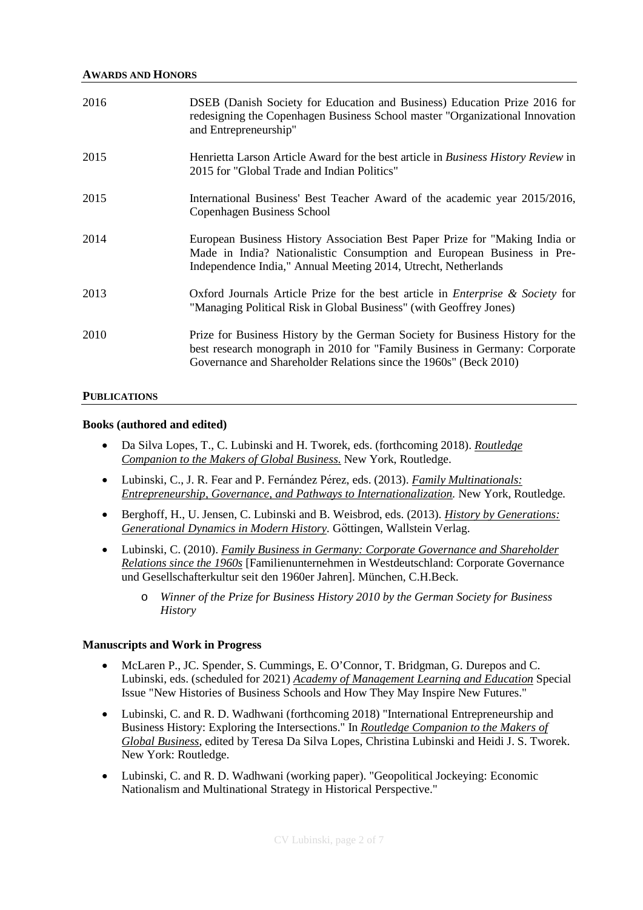## AWARDS AND HONORS

| | |
|---|---|
| 2016 | DSEB (Danish Society for Education and Business) Education Prize 2016 for redesigning the Copenhagen Business School master "Organizational Innovation and Entrepreneurship" |
| 2015 | Henrietta Larson Article Award for the best article in *Business History Review* in 2015 for "Global Trade and Indian Politics" |
| 2015 | International Business' Best Teacher Award of the academic year 2015/2016, Copenhagen Business School |
| 2014 | European Business History Association Best Paper Prize for "Making India or Made in India? Nationalistic Consumption and European Business in Pre-Independence India," Annual Meeting 2014, Utrecht, Netherlands |
| 2013 | Oxford Journals Article Prize for the best article in *Enterprise & Society* for "Managing Political Risk in Global Business" (with Geoffrey Jones) |
| 2010 | Prize for Business History by the German Society for Business History for the best research monograph in 2010 for "Family Business in Germany: Corporate Governance and Shareholder Relations since the 1960s" (Beck 2010) |

## PUBLICATIONS

### Books (authored and edited)

- Da Silva Lopes, T., C. Lubinski and H. Tworek, eds. (forthcoming 2018). *Routledge Companion to the Makers of Global Business.* New York, Routledge.
- Lubinski, C., J. R. Fear and P. Fernández Pérez, eds. (2013). *Family Multinationals: Entrepreneurship, Governance, and Pathways to Internationalization.* New York, Routledge.
- Berghoff, H., U. Jensen, C. Lubinski and B. Weisbrod, eds. (2013). *History by Generations: Generational Dynamics in Modern History.* Göttingen, Wallstein Verlag.
- Lubinski, C. (2010). *Family Business in Germany: Corporate Governance and Shareholder Relations since the 1960s* [Familienunternehmen in Westdeutschland: Corporate Governance und Gesellschafterkultur seit den 1960er Jahren]. München, C.H.Beck.
    - *Winner of the Prize for Business History 2010 by the German Society for Business History*

### Manuscripts and Work in Progress

- McLaren P., JC. Spender, S. Cummings, E. O'Connor, T. Bridgman, G. Durepos and C. Lubinski, eds. (scheduled for 2021) *Academy of Management Learning and Education* Special Issue "New Histories of Business Schools and How They May Inspire New Futures."
- Lubinski, C. and R. D. Wadhwani (forthcoming 2018) "International Entrepreneurship and Business History: Exploring the Intersections." In *Routledge Companion to the Makers of Global Business*, edited by Teresa Da Silva Lopes, Christina Lubinski and Heidi J. S. Tworek. New York: Routledge.
- Lubinski, C. and R. D. Wadhwani (working paper). "Geopolitical Jockeying: Economic Nationalism and Multinational Strategy in Historical Perspective."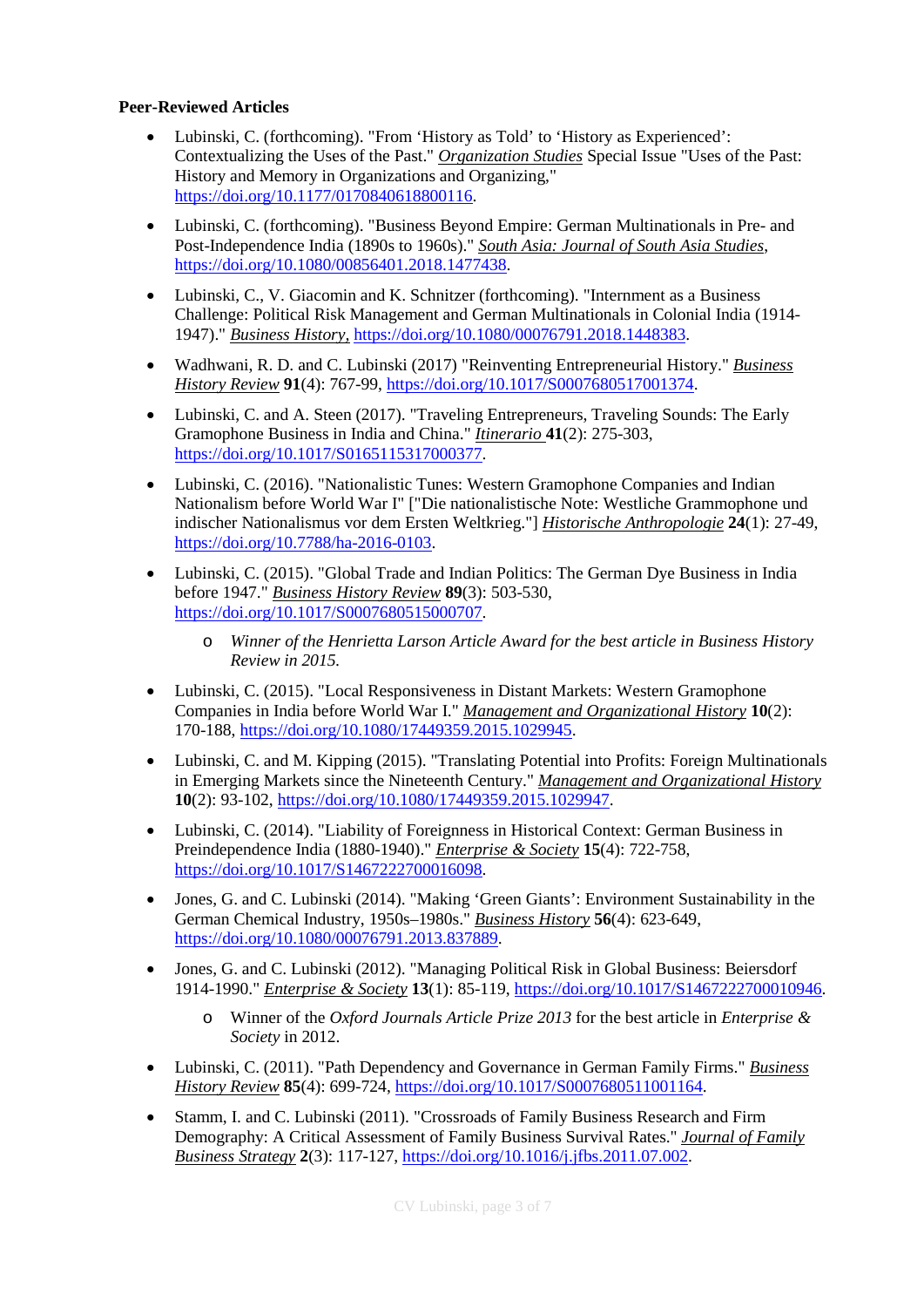**Peer-Reviewed Articles**

- Lubinski, C. (forthcoming). "From 'History as Told' to 'History as Experienced': Contextualizing the Uses of the Past." *Organization Studies* Special Issue "Uses of the Past: History and Memory in Organizations and Organizing," https://doi.org/10.1177/0170840618800116.

- Lubinski, C. (forthcoming). "Business Beyond Empire: German Multinationals in Pre- and Post-Independence India (1890s to 1960s)." *South Asia: Journal of South Asia Studies*, https://doi.org/10.1080/00856401.2018.1477438.

- Lubinski, C., V. Giacomin and K. Schnitzer (forthcoming). "Internment as a Business Challenge: Political Risk Management and German Multinationals in Colonial India (1914-1947)." *Business History*, https://doi.org/10.1080/00076791.2018.1448383.

- Wadhwani, R. D. and C. Lubinski (2017) "Reinventing Entrepreneurial History." *Business History Review* **91**(4): 767-99, https://doi.org/10.1017/S0007680517001374.

- Lubinski, C. and A. Steen (2017). "Traveling Entrepreneurs, Traveling Sounds: The Early Gramophone Business in India and China." *Itinerario* **41**(2): 275-303, https://doi.org/10.1017/S0165115317000377.

- Lubinski, C. (2016). "Nationalistic Tunes: Western Gramophone Companies and Indian Nationalism before World War I" ["Die nationalistische Note: Westliche Grammophone und indischer Nationalismus vor dem Ersten Weltkrieg."] *Historische Anthropologie* **24**(1): 27-49, https://doi.org/10.7788/ha-2016-0103.

- Lubinski, C. (2015). "Global Trade and Indian Politics: The German Dye Business in India before 1947." *Business History Review* **89**(3): 503-530, https://doi.org/10.1017/S0007680515000707.
  - *Winner of the Henrietta Larson Article Award for the best article in Business History Review in 2015.*

- Lubinski, C. (2015). "Local Responsiveness in Distant Markets: Western Gramophone Companies in India before World War I." *Management and Organizational History* **10**(2): 170-188, https://doi.org/10.1080/17449359.2015.1029945.

- Lubinski, C. and M. Kipping (2015). "Translating Potential into Profits: Foreign Multinationals in Emerging Markets since the Nineteenth Century." *Management and Organizational History* **10**(2): 93-102, https://doi.org/10.1080/17449359.2015.1029947.

- Lubinski, C. (2014). "Liability of Foreignness in Historical Context: German Business in Preindependence India (1880-1940)." *Enterprise & Society* **15**(4): 722-758, https://doi.org/10.1017/S1467222700016098.

- Jones, G. and C. Lubinski (2014). "Making 'Green Giants': Environment Sustainability in the German Chemical Industry, 1950s–1980s." *Business History* **56**(4): 623-649, https://doi.org/10.1080/00076791.2013.837889.

- Jones, G. and C. Lubinski (2012). "Managing Political Risk in Global Business: Beiersdorf 1914-1990." *Enterprise & Society* **13**(1): 85-119, https://doi.org/10.1017/S1467222700010946.
  - Winner of the *Oxford Journals Article Prize 2013* for the best article in *Enterprise & Society* in 2012.

- Lubinski, C. (2011). "Path Dependency and Governance in German Family Firms." *Business History Review* **85**(4): 699-724, https://doi.org/10.1017/S0007680511001164.

- Stamm, I. and C. Lubinski (2011). "Crossroads of Family Business Research and Firm Demography: A Critical Assessment of Family Business Survival Rates." *Journal of Family Business Strategy* **2**(3): 117-127, https://doi.org/10.1016/j.jfbs.2011.07.002.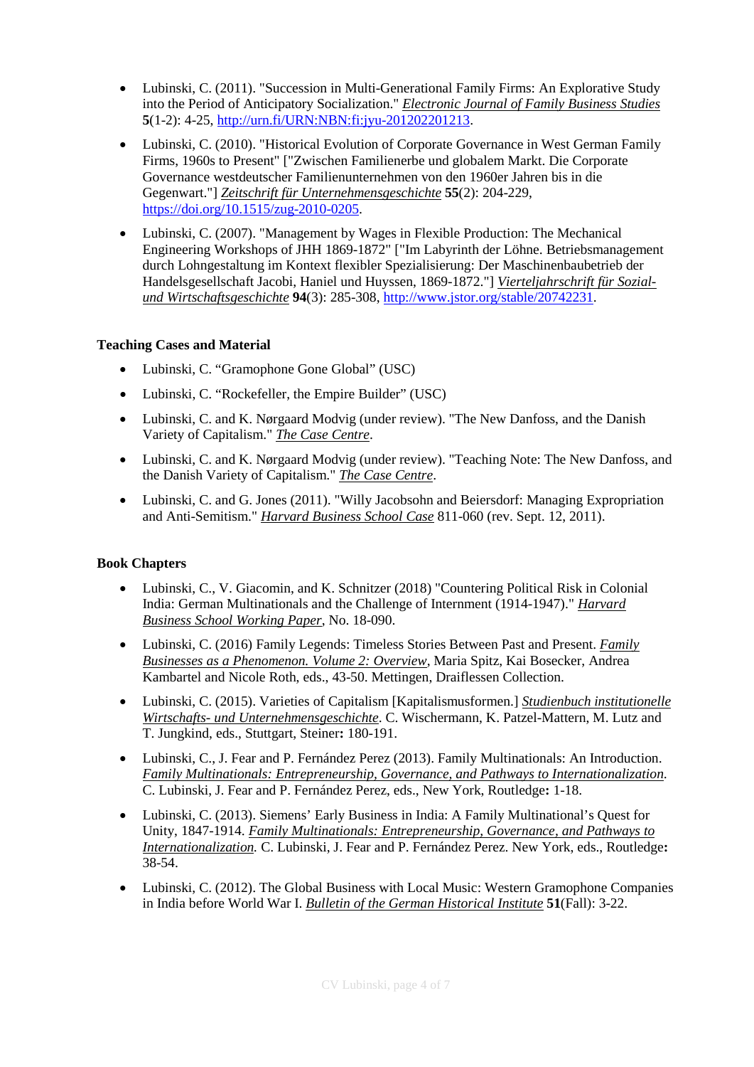- Lubinski, C. (2011). "Succession in Multi-Generational Family Firms: An Explorative Study into the Period of Anticipatory Socialization." *Electronic Journal of Family Business Studies* **5**(1-2): 4-25, http://urn.fi/URN:NBN:fi:jyu-201202201213.
- Lubinski, C. (2010). "Historical Evolution of Corporate Governance in West German Family Firms, 1960s to Present" ["Zwischen Familienerbe und globalem Markt. Die Corporate Governance westdeutscher Familienunternehmen von den 1960er Jahren bis in die Gegenwart."] *Zeitschrift für Unternehmensgeschichte* **55**(2): 204-229, https://doi.org/10.1515/zug-2010-0205.
- Lubinski, C. (2007). "Management by Wages in Flexible Production: The Mechanical Engineering Workshops of JHH 1869-1872" ["Im Labyrinth der Löhne. Betriebsmanagement durch Lohngestaltung im Kontext flexibler Spezialisierung: Der Maschinenbaubetrieb der Handelsgesellschaft Jacobi, Haniel und Huyssen, 1869-1872."] *Vierteljahrschrift für Sozial- und Wirtschaftsgeschichte* **94**(3): 285-308, http://www.jstor.org/stable/20742231.

**Teaching Cases and Material**

- Lubinski, C. "Gramophone Gone Global" (USC)
- Lubinski, C. "Rockefeller, the Empire Builder" (USC)
- Lubinski, C. and K. Nørgaard Modvig (under review). "The New Danfoss, and the Danish Variety of Capitalism." *The Case Centre*.
- Lubinski, C. and K. Nørgaard Modvig (under review). "Teaching Note: The New Danfoss, and the Danish Variety of Capitalism." *The Case Centre*.
- Lubinski, C. and G. Jones (2011). "Willy Jacobsohn and Beiersdorf: Managing Expropriation and Anti-Semitism." *Harvard Business School Case* 811-060 (rev. Sept. 12, 2011).

**Book Chapters**

- Lubinski, C., V. Giacomin, and K. Schnitzer (2018) "Countering Political Risk in Colonial India: German Multinationals and the Challenge of Internment (1914-1947)." *Harvard Business School Working Paper*, No. 18-090.
- Lubinski, C. (2016) Family Legends: Timeless Stories Between Past and Present. *Family Businesses as a Phenomenon. Volume 2: Overview*, Maria Spitz, Kai Bosecker, Andrea Kambartel and Nicole Roth, eds., 43-50. Mettingen, Draiflessen Collection.
- Lubinski, C. (2015). Varieties of Capitalism [Kapitalismusformen.] *Studienbuch institutionelle Wirtschafts- und Unternehmensgeschichte*. C. Wischermann, K. Patzel-Mattern, M. Lutz and T. Jungkind, eds., Stuttgart, Steiner**:** 180-191.
- Lubinski, C., J. Fear and P. Fernández Perez (2013). Family Multinationals: An Introduction. *Family Multinationals: Entrepreneurship, Governance, and Pathways to Internationalization*. C. Lubinski, J. Fear and P. Fernández Perez, eds., New York, Routledge**:** 1-18.
- Lubinski, C. (2013). Siemens' Early Business in India: A Family Multinational's Quest for Unity, 1847-1914. *Family Multinationals: Entrepreneurship, Governance, and Pathways to Internationalization.* C. Lubinski, J. Fear and P. Fernández Perez. New York, eds., Routledge**:** 38-54.
- Lubinski, C. (2012). The Global Business with Local Music: Western Gramophone Companies in India before World War I. *Bulletin of the German Historical Institute* **51**(Fall): 3-22.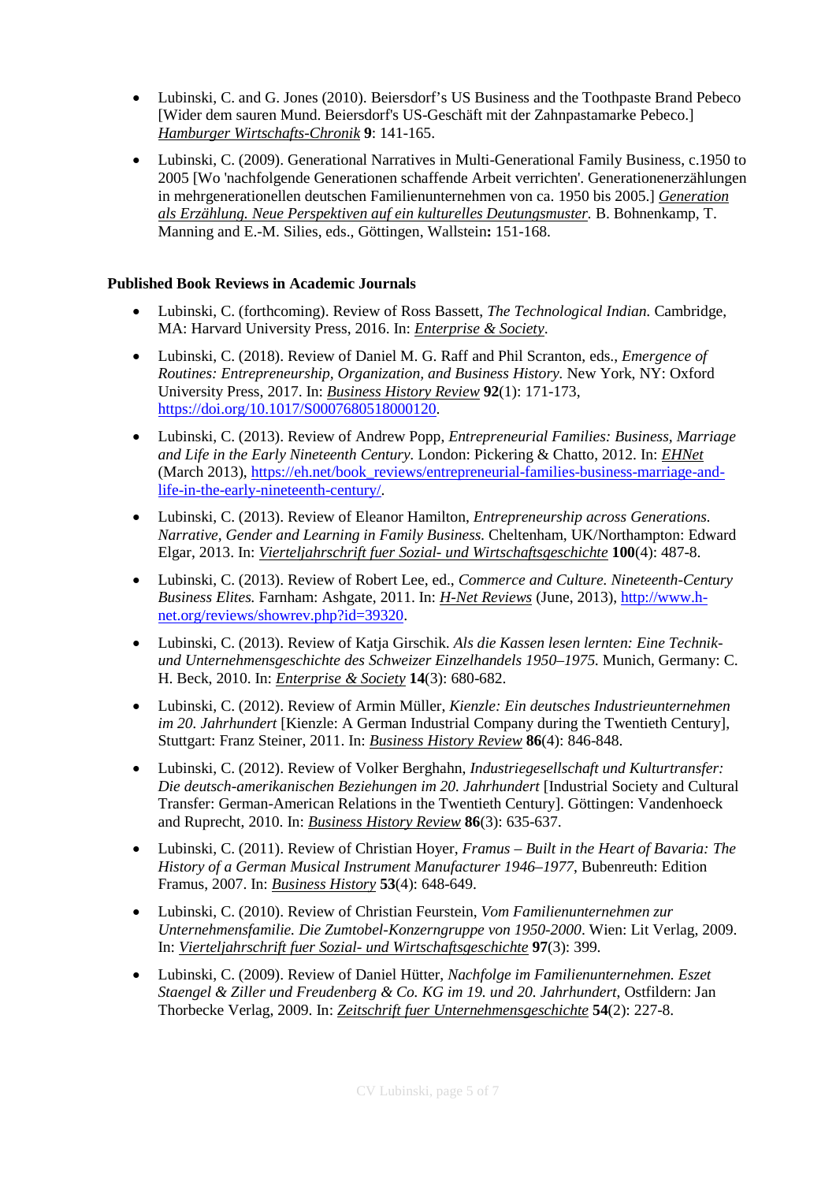- Lubinski, C. and G. Jones (2010). Beiersdorf's US Business and the Toothpaste Brand Pebeco [Wider dem sauren Mund. Beiersdorf's US-Geschäft mit der Zahnpastamarke Pebeco.] Hamburger Wirtschafts-Chronik **9**: 141-165.

- Lubinski, C. (2009). Generational Narratives in Multi-Generational Family Business, c.1950 to 2005 [Wo 'nachfolgende Generationen schaffende Arbeit verrichten'. Generationenerzählungen in mehrgenerationellen deutschen Familienunternehmen von ca. 1950 bis 2005.] *Generation als Erzählung. Neue Perspektiven auf ein kulturelles Deutungsmuster.* B. Bohnenkamp, T. Manning and E.-M. Silies, eds., Göttingen, Wallstein**:** 151-168.

**Published Book Reviews in Academic Journals**

- Lubinski, C. (forthcoming). Review of Ross Bassett, *The Technological Indian.* Cambridge, MA: Harvard University Press, 2016. In: Enterprise & Society.

- Lubinski, C. (2018). Review of Daniel M. G. Raff and Phil Scranton, eds., *Emergence of Routines: Entrepreneurship, Organization, and Business History.* New York, NY: Oxford University Press, 2017. In: Business History Review **92**(1): 171-173, https://doi.org/10.1017/S0007680518000120.

- Lubinski, C. (2013). Review of Andrew Popp, *Entrepreneurial Families: Business, Marriage and Life in the Early Nineteenth Century.* London: Pickering & Chatto, 2012. In: *EHNet* (March 2013), https://eh.net/book_reviews/entrepreneurial-families-business-marriage-and-life-in-the-early-nineteenth-century/.

- Lubinski, C. (2013). Review of Eleanor Hamilton, *Entrepreneurship across Generations. Narrative, Gender and Learning in Family Business.* Cheltenham, UK/Northampton: Edward Elgar, 2013. In: *Vierteljahrschrift fuer Sozial- und Wirtschaftsgeschichte* **100**(4): 487-8.

- Lubinski, C. (2013). Review of Robert Lee, ed., *Commerce and Culture. Nineteenth-Century Business Elites.* Farnham: Ashgate, 2011. In: *H-Net Reviews* (June, 2013), http://www.h-net.org/reviews/showrev.php?id=39320.

- Lubinski, C. (2013). Review of Katja Girschik. *Als die Kassen lesen lernten: Eine Technik- und Unternehmensgeschichte des Schweizer Einzelhandels 1950–1975.* Munich, Germany: C. H. Beck, 2010. In: *Enterprise & Society* **14**(3): 680-682.

- Lubinski, C. (2012). Review of Armin Müller, *Kienzle: Ein deutsches Industrieunternehmen im 20. Jahrhundert* [Kienzle: A German Industrial Company during the Twentieth Century], Stuttgart: Franz Steiner, 2011. In: *Business History Review* **86**(4): 846-848.

- Lubinski, C. (2012). Review of Volker Berghahn, *Industriegesellschaft und Kulturtransfer: Die deutsch-amerikanischen Beziehungen im 20. Jahrhundert* [Industrial Society and Cultural Transfer: German-American Relations in the Twentieth Century]. Göttingen: Vandenhoeck and Ruprecht, 2010. In: *Business History Review* **86**(3): 635-637.

- Lubinski, C. (2011). Review of Christian Hoyer, *Framus – Built in the Heart of Bavaria: The History of a German Musical Instrument Manufacturer 1946–1977*, Bubenreuth: Edition Framus, 2007. In: *Business History* **53**(4): 648-649.

- Lubinski, C. (2010). Review of Christian Feurstein, *Vom Familienunternehmen zur Unternehmensfamilie. Die Zumtobel-Konzerngruppe von 1950-2000*. Wien: Lit Verlag, 2009. In: *Vierteljahrschrift fuer Sozial- und Wirtschaftsgeschichte* **97**(3): 399.

- Lubinski, C. (2009). Review of Daniel Hütter, *Nachfolge im Familienunternehmen. Eszet Staengel & Ziller und Freudenberg & Co. KG im 19. und 20. Jahrhundert*, Ostfildern: Jan Thorbecke Verlag, 2009. In: *Zeitschrift fuer Unternehmensgeschichte* **54**(2): 227-8.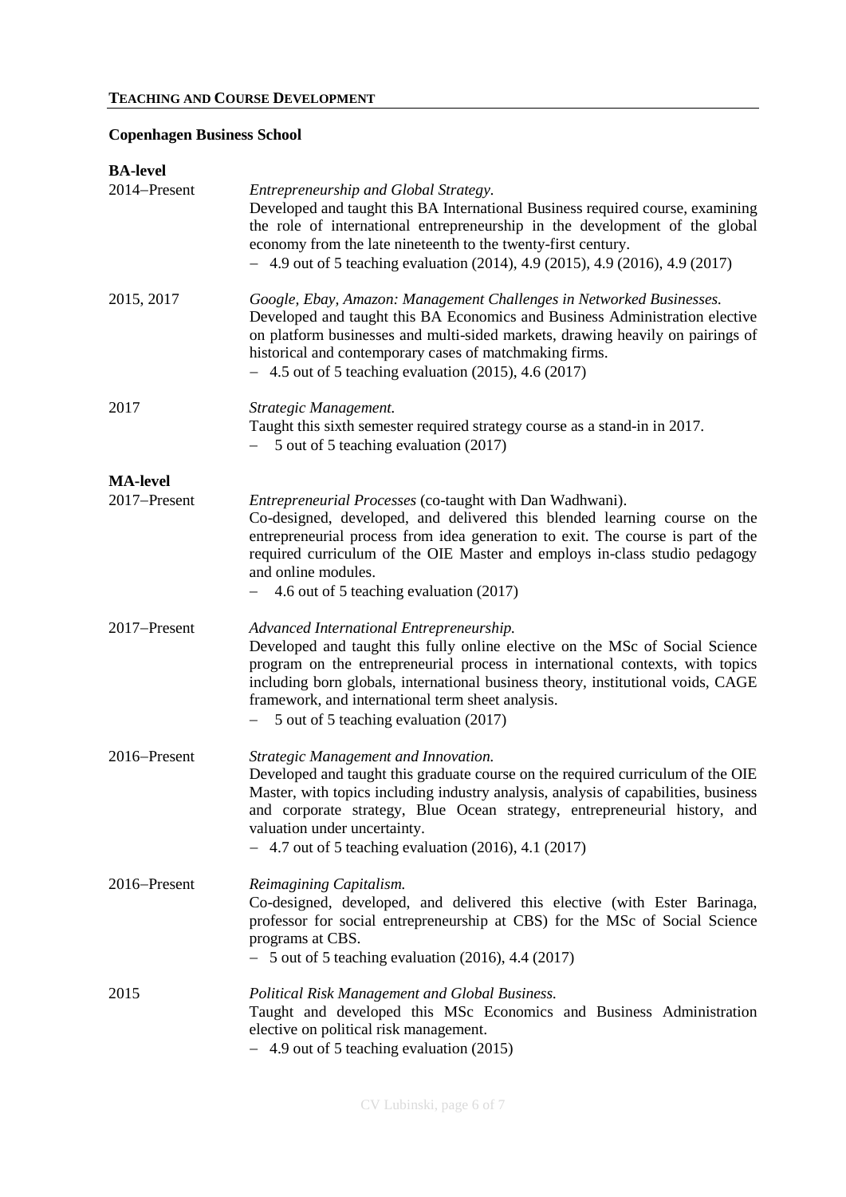## TEACHING AND COURSE DEVELOPMENT

### Copenhagen Business School

**BA-level**

2014–Present

*Entrepreneurship and Global Strategy.*
Developed and taught this BA International Business required course, examining the role of international entrepreneurship in the development of the global economy from the late nineteenth to the twenty-first century.
- 4.9 out of 5 teaching evaluation (2014), 4.9 (2015), 4.9 (2016), 4.9 (2017)

2015, 2017

*Google, Ebay, Amazon: Management Challenges in Networked Businesses.*
Developed and taught this BA Economics and Business Administration elective on platform businesses and multi-sided markets, drawing heavily on pairings of historical and contemporary cases of matchmaking firms.
- 4.5 out of 5 teaching evaluation (2015), 4.6 (2017)

2017

*Strategic Management.*
Taught this sixth semester required strategy course as a stand-in in 2017.
- 5 out of 5 teaching evaluation (2017)

**MA-level**

2017–Present

*Entrepreneurial Processes* (co-taught with Dan Wadhwani).
Co-designed, developed, and delivered this blended learning course on the entrepreneurial process from idea generation to exit. The course is part of the required curriculum of the OIE Master and employs in-class studio pedagogy and online modules.
- 4.6 out of 5 teaching evaluation (2017)

2017–Present

*Advanced International Entrepreneurship.*
Developed and taught this fully online elective on the MSc of Social Science program on the entrepreneurial process in international contexts, with topics including born globals, international business theory, institutional voids, CAGE framework, and international term sheet analysis.
- 5 out of 5 teaching evaluation (2017)

2016–Present

*Strategic Management and Innovation.*
Developed and taught this graduate course on the required curriculum of the OIE Master, with topics including industry analysis, analysis of capabilities, business and corporate strategy, Blue Ocean strategy, entrepreneurial history, and valuation under uncertainty.
- 4.7 out of 5 teaching evaluation (2016), 4.1 (2017)

2016–Present

*Reimagining Capitalism.*
Co-designed, developed, and delivered this elective (with Ester Barinaga, professor for social entrepreneurship at CBS) for the MSc of Social Science programs at CBS.
- 5 out of 5 teaching evaluation (2016), 4.4 (2017)

2015

*Political Risk Management and Global Business.*
Taught and developed this MSc Economics and Business Administration elective on political risk management.
- 4.9 out of 5 teaching evaluation (2015)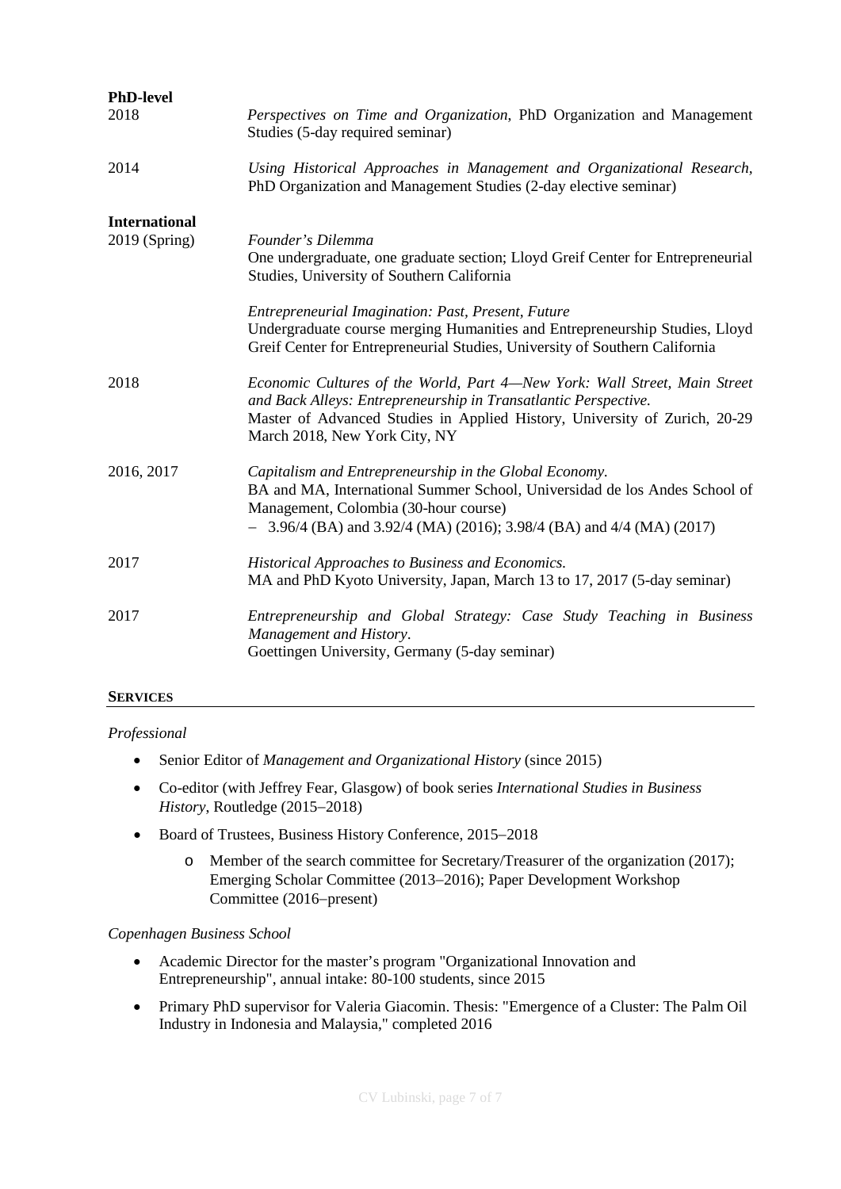**PhD-level**

2018 — *Perspectives on Time and Organization*, PhD Organization and Management Studies (5-day required seminar)

2014 — *Using Historical Approaches in Management and Organizational Research*, PhD Organization and Management Studies (2-day elective seminar)

**International**

2019 (Spring) — *Founder's Dilemma*
One undergraduate, one graduate section; Lloyd Greif Center for Entrepreneurial Studies, University of Southern California

*Entrepreneurial Imagination: Past, Present, Future*
Undergraduate course merging Humanities and Entrepreneurship Studies, Lloyd Greif Center for Entrepreneurial Studies, University of Southern California

2018 — *Economic Cultures of the World, Part 4—New York: Wall Street, Main Street and Back Alleys: Entrepreneurship in Transatlantic Perspective.*
Master of Advanced Studies in Applied History, University of Zurich, 20-29 March 2018, New York City, NY

2016, 2017 — *Capitalism and Entrepreneurship in the Global Economy.*
BA and MA, International Summer School, Universidad de los Andes School of Management, Colombia (30-hour course)
– 3.96/4 (BA) and 3.92/4 (MA) (2016); 3.98/4 (BA) and 4/4 (MA) (2017)

2017 — *Historical Approaches to Business and Economics.*
MA and PhD Kyoto University, Japan, March 13 to 17, 2017 (5-day seminar)

2017 — *Entrepreneurship and Global Strategy: Case Study Teaching in Business Management and History*.
Goettingen University, Germany (5-day seminar)

## SERVICES

*Professional*

- Senior Editor of *Management and Organizational History* (since 2015)
- Co-editor (with Jeffrey Fear, Glasgow) of book series *International Studies in Business History*, Routledge (2015–2018)
- Board of Trustees, Business History Conference, 2015–2018
  - Member of the search committee for Secretary/Treasurer of the organization (2017); Emerging Scholar Committee (2013–2016); Paper Development Workshop Committee (2016–present)

*Copenhagen Business School*

- Academic Director for the master's program "Organizational Innovation and Entrepreneurship", annual intake: 80-100 students, since 2015
- Primary PhD supervisor for Valeria Giacomin. Thesis: "Emergence of a Cluster: The Palm Oil Industry in Indonesia and Malaysia," completed 2016